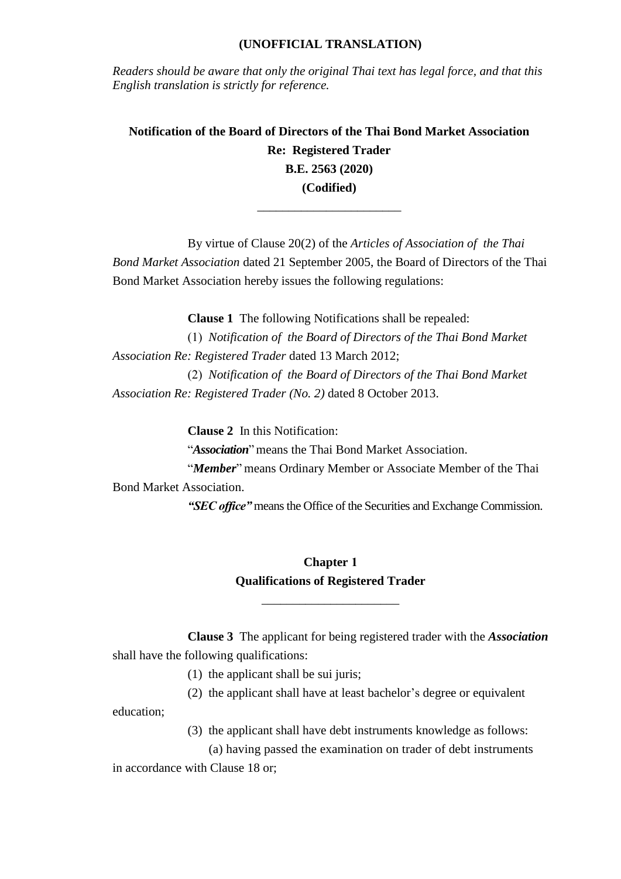**(UNOFFICIAL TRANSLATION)**

*Readers should be aware that only the original Thai text has legal force, and that this English translation is strictly for reference.*

# Notification of the Board of Directors of the Thai Bond Market Association
## Re: Registered Trader
## B.E. 2563 (2020)
## (Codified)

---

By virtue of Clause 20(2) of the *Articles of Association of the Thai Bond Market Association* dated 21 September 2005, the Board of Directors of the Thai Bond Market Association hereby issues the following regulations:

**Clause 1** The following Notifications shall be repealed:

(1) *Notification of the Board of Directors of the Thai Bond Market Association Re: Registered Trader* dated 13 March 2012;

(2) *Notification of the Board of Directors of the Thai Bond Market Association Re: Registered Trader (No. 2)* dated 8 October 2013.

**Clause 2** In this Notification:

"***Association***" means the Thai Bond Market Association.

"***Member***" means Ordinary Member or Associate Member of the Thai Bond Market Association.

***"SEC office"*** means the Office of the Securities and Exchange Commission.

## Chapter 1
## Qualifications of Registered Trader

---

**Clause 3** The applicant for being registered trader with the ***Association*** shall have the following qualifications:

(1) the applicant shall be sui juris;

(2) the applicant shall have at least bachelor's degree or equivalent education;

(3) the applicant shall have debt instruments knowledge as follows:

(a) having passed the examination on trader of debt instruments in accordance with Clause 18 or;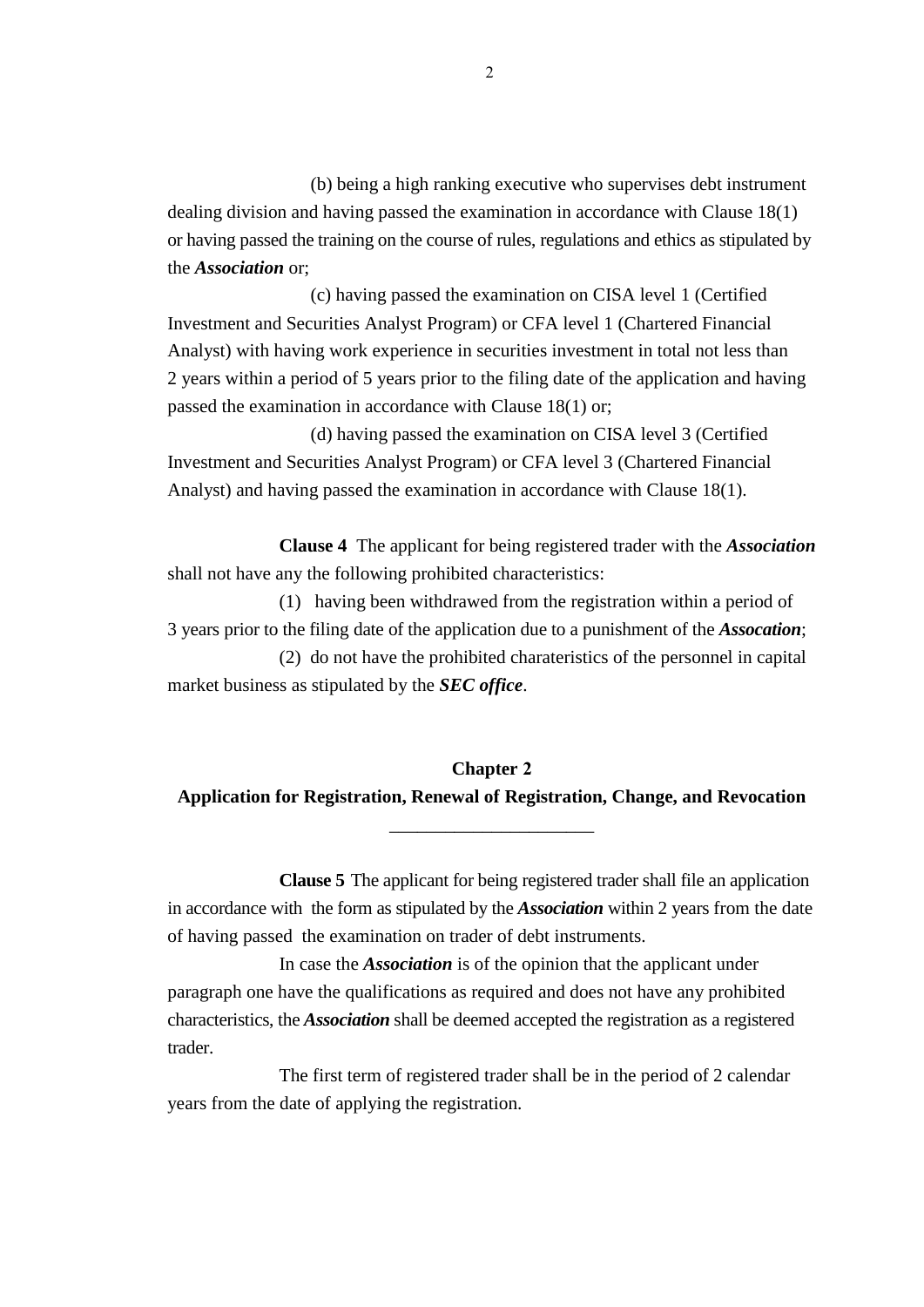(b) being a high ranking executive who supervises debt instrument dealing division and having passed the examination in accordance with Clause 18(1) or having passed the training on the course of rules, regulations and ethics as stipulated by the ***Association*** or;

(c) having passed the examination on CISA level 1 (Certified Investment and Securities Analyst Program) or CFA level 1 (Chartered Financial Analyst) with having work experience in securities investment in total not less than 2 years within a period of 5 years prior to the filing date of the application and having passed the examination in accordance with Clause 18(1) or;

(d) having passed the examination on CISA level 3 (Certified Investment and Securities Analyst Program) or CFA level 3 (Chartered Financial Analyst) and having passed the examination in accordance with Clause 18(1).

**Clause 4** The applicant for being registered trader with the ***Association*** shall not have any the following prohibited characteristics:

(1) having been withdrawed from the registration within a period of 3 years prior to the filing date of the application due to a punishment of the ***Assocation***;

(2) do not have the prohibited charateristics of the personnel in capital market business as stipulated by the ***SEC office***.

## Chapter 2
## Application for Registration, Renewal of Registration, Change, and Revocation

**Clause 5** The applicant for being registered trader shall file an application in accordance with the form as stipulated by the ***Association*** within 2 years from the date of having passed the examination on trader of debt instruments.

In case the ***Association*** is of the opinion that the applicant under paragraph one have the qualifications as required and does not have any prohibited characteristics, the ***Association*** shall be deemed accepted the registration as a registered trader.

The first term of registered trader shall be in the period of 2 calendar years from the date of applying the registration.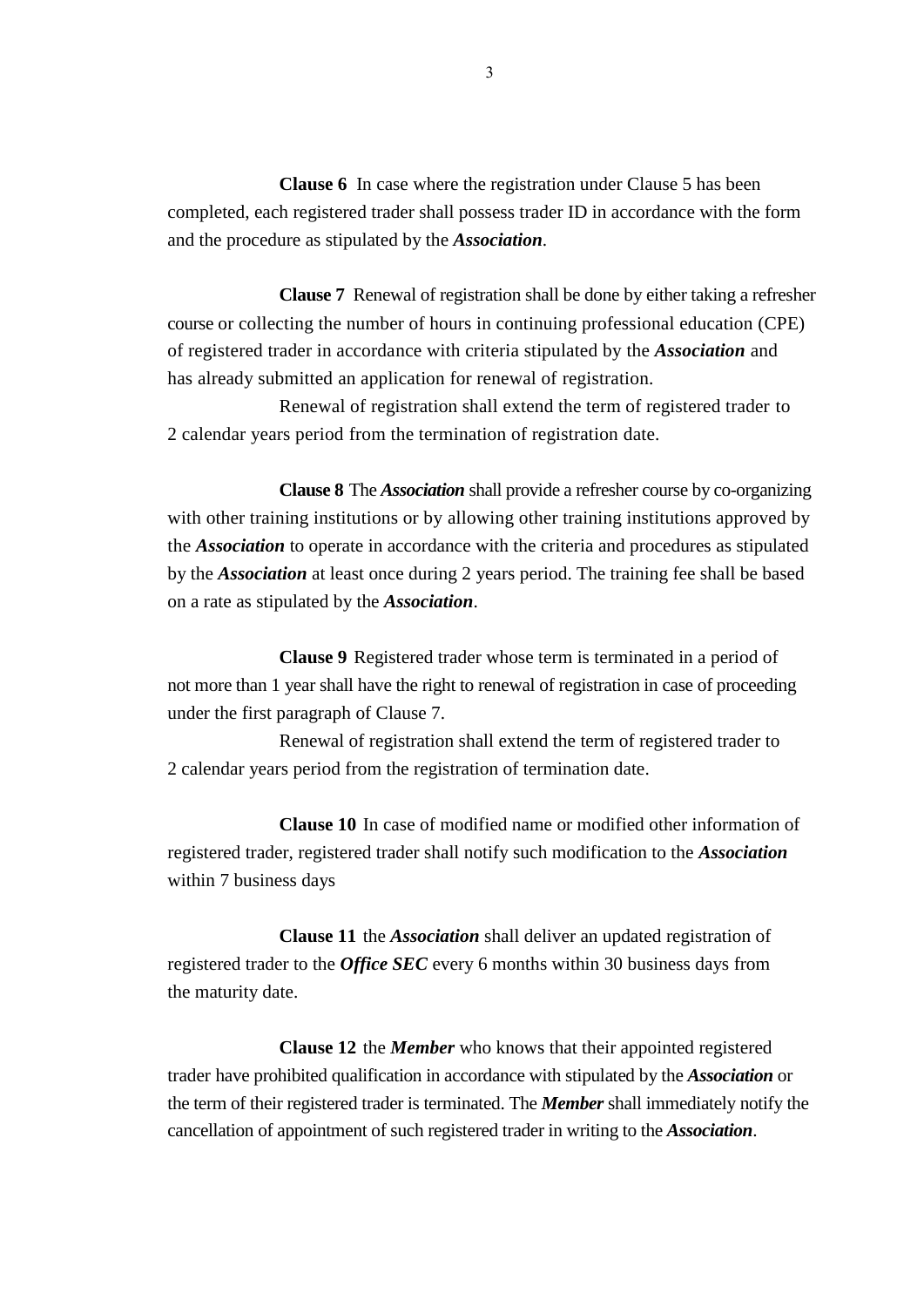**Clause 6** In case where the registration under Clause 5 has been completed, each registered trader shall possess trader ID in accordance with the form and the procedure as stipulated by the ***Association***.

**Clause 7** Renewal of registration shall be done by either taking a refresher course or collecting the number of hours in continuing professional education (CPE) of registered trader in accordance with criteria stipulated by the ***Association*** and has already submitted an application for renewal of registration.

Renewal of registration shall extend the term of registered trader to 2 calendar years period from the termination of registration date.

**Clause 8** The ***Association*** shall provide a refresher course by co-organizing with other training institutions or by allowing other training institutions approved by the ***Association*** to operate in accordance with the criteria and procedures as stipulated by the ***Association*** at least once during 2 years period. The training fee shall be based on a rate as stipulated by the ***Association***.

**Clause 9** Registered trader whose term is terminated in a period of not more than 1 year shall have the right to renewal of registration in case of proceeding under the first paragraph of Clause 7.

Renewal of registration shall extend the term of registered trader to 2 calendar years period from the registration of termination date.

**Clause 10** In case of modified name or modified other information of registered trader, registered trader shall notify such modification to the ***Association*** within 7 business days

**Clause 11** the ***Association*** shall deliver an updated registration of registered trader to the ***Office SEC*** every 6 months within 30 business days from the maturity date.

**Clause 12** the ***Member*** who knows that their appointed registered trader have prohibited qualification in accordance with stipulated by the ***Association*** or the term of their registered trader is terminated. The ***Member*** shall immediately notify the cancellation of appointment of such registered trader in writing to the ***Association***.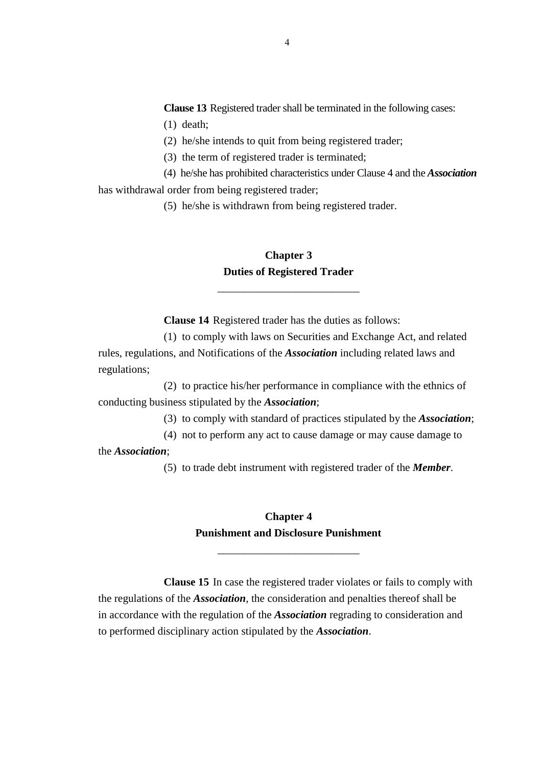**Clause 13** Registered trader shall be terminated in the following cases:

(1) death;

(2) he/she intends to quit from being registered trader;

(3) the term of registered trader is terminated;

(4) he/she has prohibited characteristics under Clause 4 and the ***Association*** has withdrawal order from being registered trader;

(5) he/she is withdrawn from being registered trader.

## Chapter 3
## Duties of Registered Trader

---

**Clause 14** Registered trader has the duties as follows:

(1) to comply with laws on Securities and Exchange Act, and related rules, regulations, and Notifications of the ***Association*** including related laws and regulations;

(2) to practice his/her performance in compliance with the ethnics of conducting business stipulated by the ***Association***;

(3) to comply with standard of practices stipulated by the ***Association***;

(4) not to perform any act to cause damage or may cause damage to the ***Association***;

(5) to trade debt instrument with registered trader of the ***Member***.

## Chapter 4
## Punishment and Disclosure Punishment

---

**Clause 15** In case the registered trader violates or fails to comply with the regulations of the ***Association***, the consideration and penalties thereof shall be in accordance with the regulation of the ***Association*** regrading to consideration and to performed disciplinary action stipulated by the ***Association***.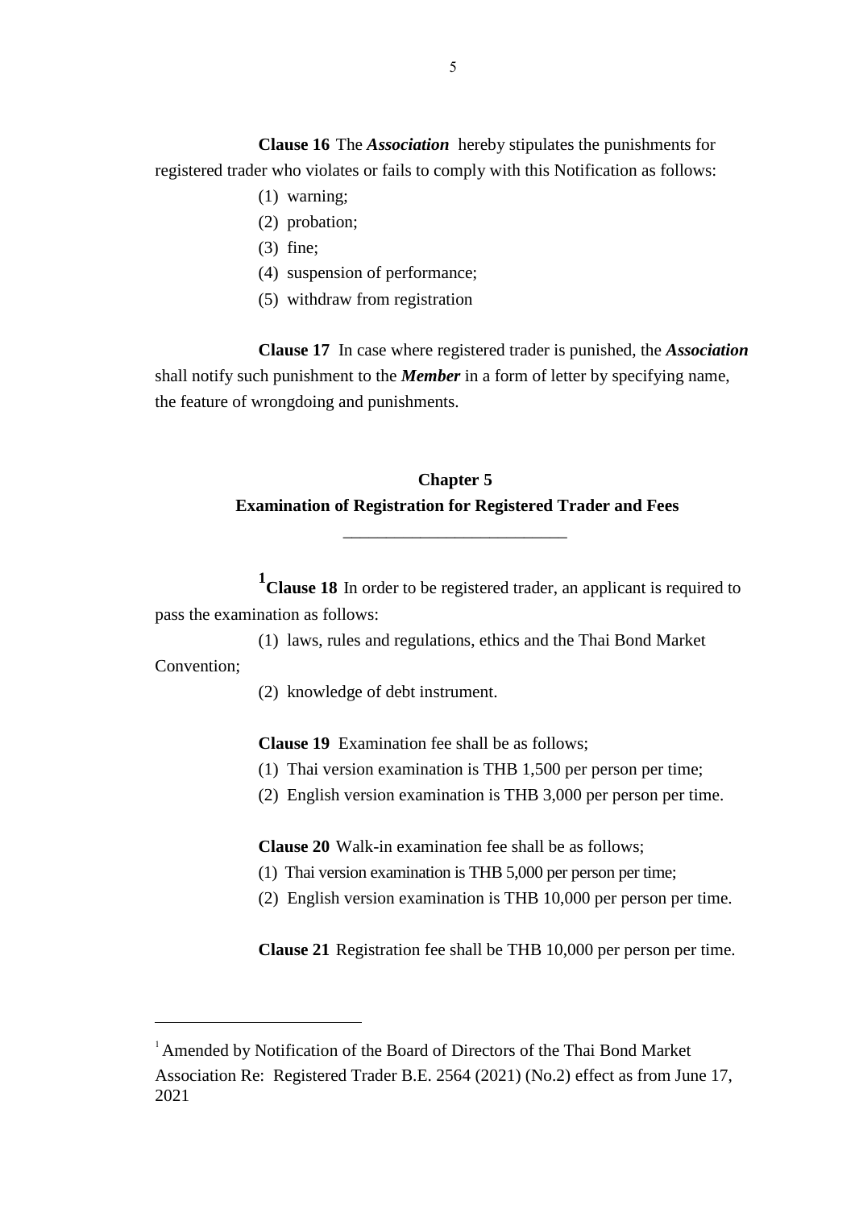**Clause 16** The ***Association*** hereby stipulates the punishments for registered trader who violates or fails to comply with this Notification as follows:

(1) warning;

(2) probation;

(3) fine;

(4) suspension of performance;

(5) withdraw from registration

**Clause 17** In case where registered trader is punished, the ***Association*** shall notify such punishment to the ***Member*** in a form of letter by specifying name, the feature of wrongdoing and punishments.

## Chapter 5
## Examination of Registration for Registered Trader and Fees

[1]**Clause 18** In order to be registered trader, an applicant is required to pass the examination as follows:

(1) laws, rules and regulations, ethics and the Thai Bond Market Convention;

(2) knowledge of debt instrument.

**Clause 19** Examination fee shall be as follows;

(1) Thai version examination is THB 1,500 per person per time;

(2) English version examination is THB 3,000 per person per time.

**Clause 20** Walk-in examination fee shall be as follows;

(1) Thai version examination is THB 5,000 per person per time;

(2) English version examination is THB 10,000 per person per time.

**Clause 21** Registration fee shall be THB 10,000 per person per time.

---

[1] Amended by Notification of the Board of Directors of the Thai Bond Market Association Re: Registered Trader B.E. 2564 (2021) (No.2) effect as from June 17, 2021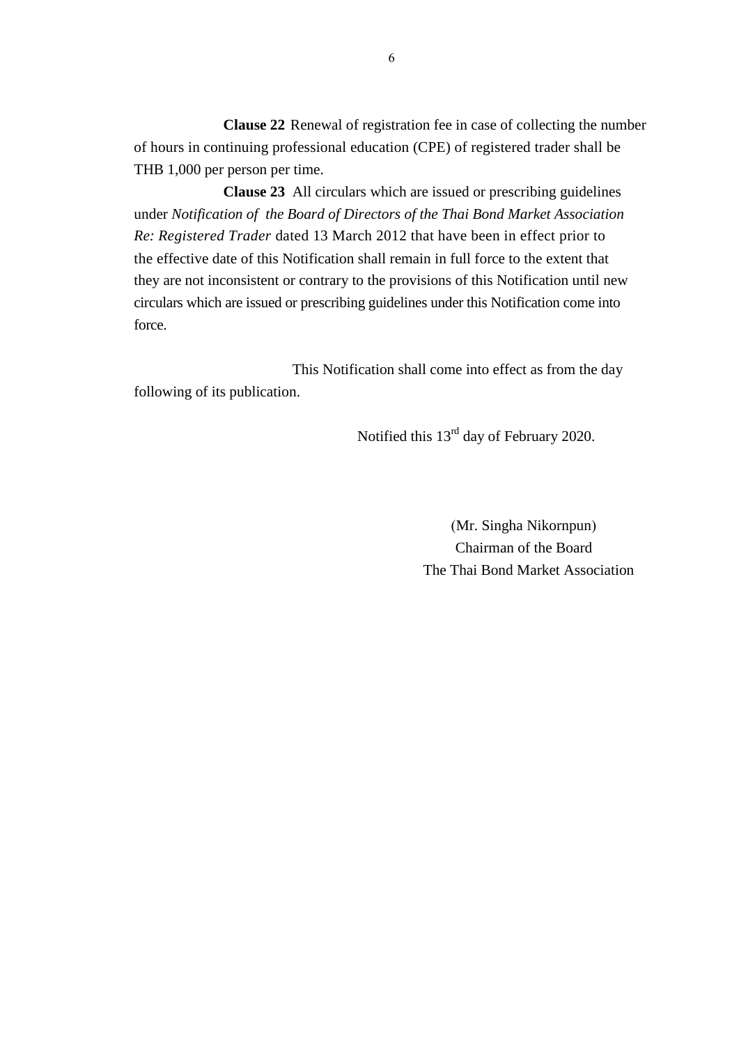**Clause 22** Renewal of registration fee in case of collecting the number of hours in continuing professional education (CPE) of registered trader shall be THB 1,000 per person per time.

**Clause 23** All circulars which are issued or prescribing guidelines under *Notification of the Board of Directors of the Thai Bond Market Association Re: Registered Trader* dated 13 March 2012 that have been in effect prior to the effective date of this Notification shall remain in full force to the extent that they are not inconsistent or contrary to the provisions of this Notification until new circulars which are issued or prescribing guidelines under this Notification come into force.

This Notification shall come into effect as from the day following of its publication.

Notified this 13rd day of February 2020.

(Mr. Singha Nikornpun)
Chairman of the Board
The Thai Bond Market Association